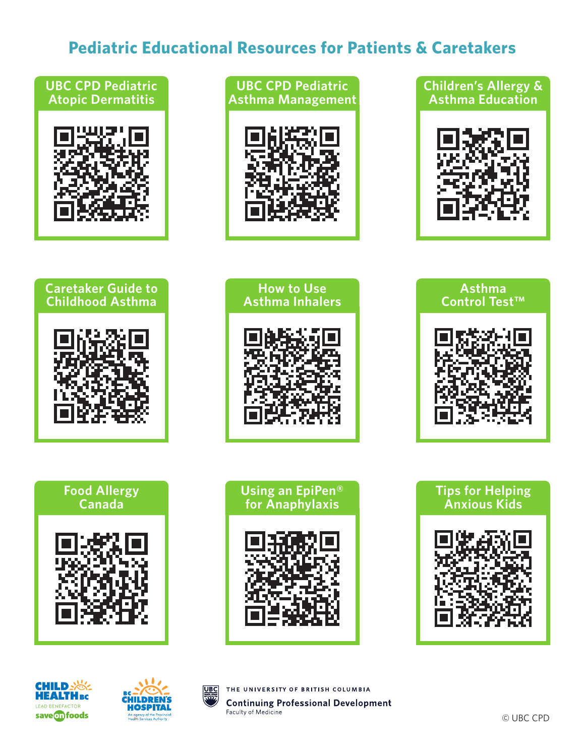# Pediatric Educational Resources for Patients & Caretakers

**UBC CPD Pediatric Atopic Dermatitis**

**UBC CPD Pediatric Asthma Management**

**Children's Allergy & Asthma Education**

**Caretaker Guide to Childhood Asthma**

**How to Use Asthma Inhalers**

**Asthma Control Test™**

**Food Allergy Canada**

**Using an EpiPen® for Anaphylaxis**

**Tips for Helping Anxious Kids**

CHILD HEALTH BC — LEAD BENEFACTOR save on foods

BC CHILDREN'S HOSPITAL — An agency of the Provincial Health Services Authority

THE UNIVERSITY OF BRITISH COLUMBIA — Continuing Professional Development — Faculty of Medicine

© UBC CPD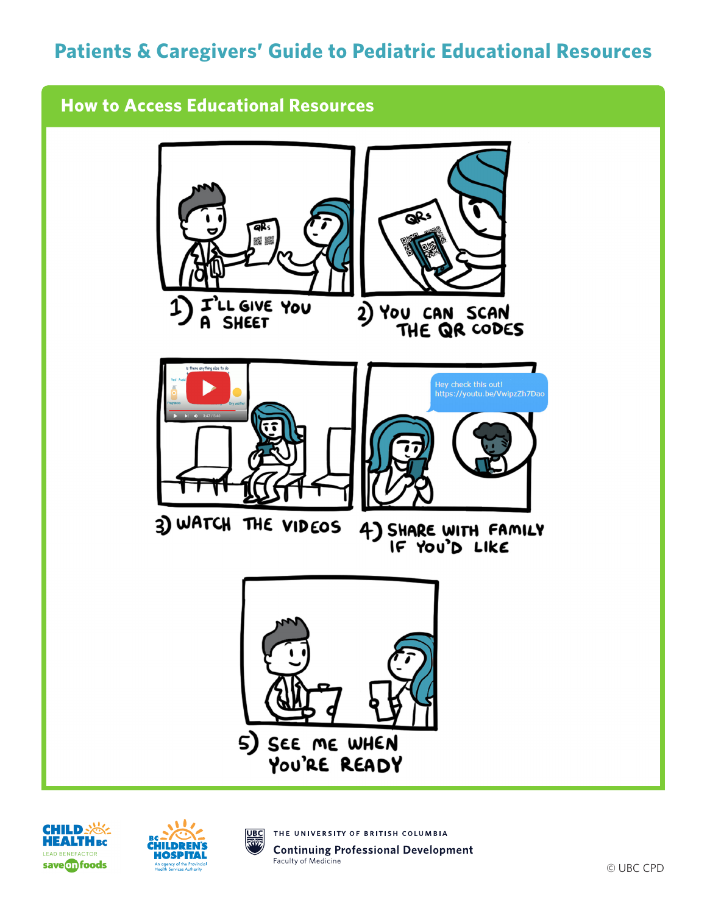# Patients & Caregivers' Guide to Pediatric Educational Resources

## How to Access Educational Resources

1) I'LL GIVE YOU A SHEET

2) YOU CAN SCAN THE QR CODES

3) WATCH THE VIDEOS

4) SHARE WITH FAMILY IF YOU'D LIKE

Hey check this out!
https://youtu.be/VwipzZh7Dao

5) SEE ME WHEN YOU'RE READY

CHILD HEALTH BC — LEAD BENEFACTOR save on foods

BC CHILDREN'S HOSPITAL — An agency of the Provincial Health Services Authority

THE UNIVERSITY OF BRITISH COLUMBIA
Continuing Professional Development
Faculty of Medicine

© UBC CPD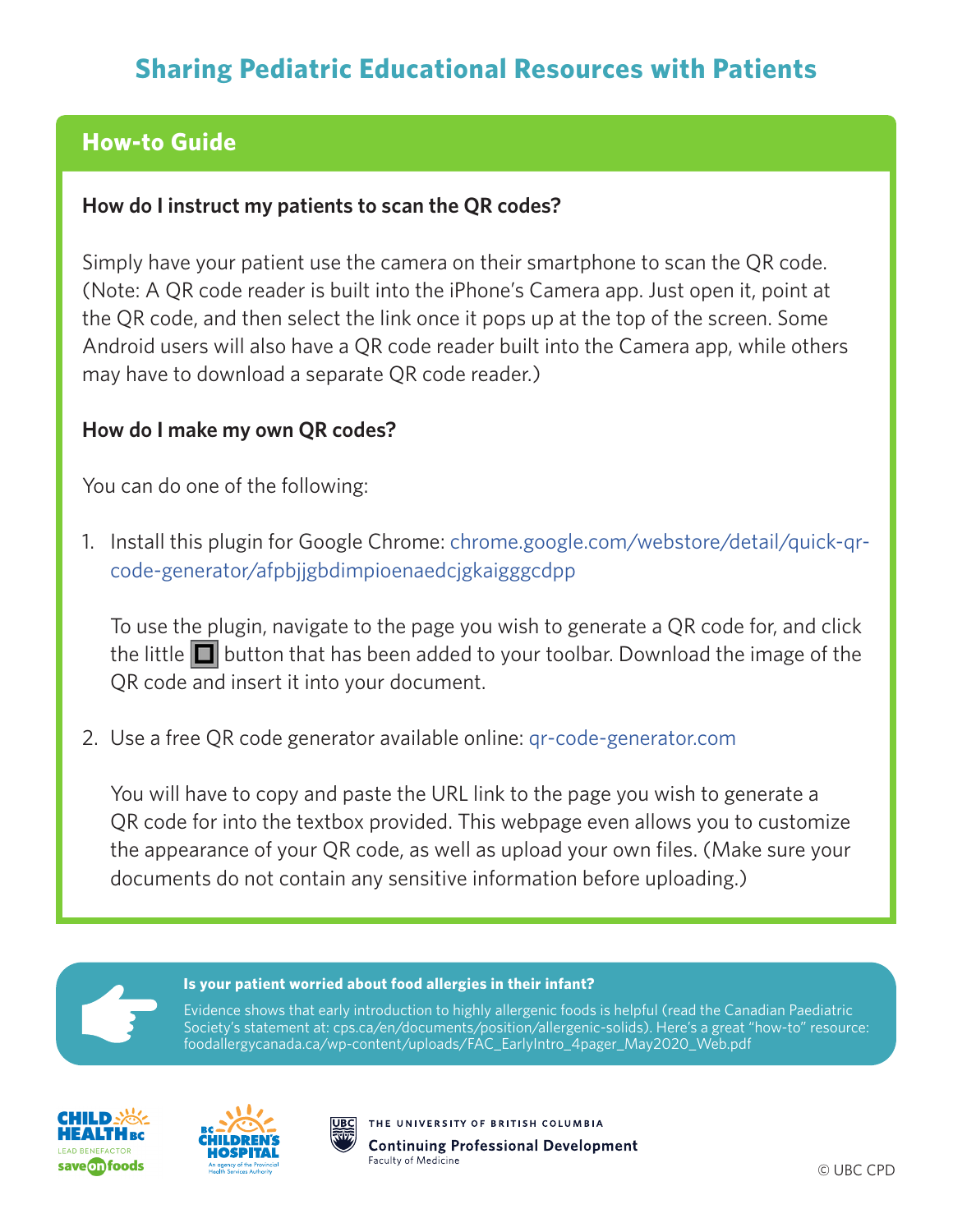# Sharing Pediatric Educational Resources with Patients

## How-to Guide

**How do I instruct my patients to scan the QR codes?**

Simply have your patient use the camera on their smartphone to scan the QR code. (Note: A QR code reader is built into the iPhone's Camera app. Just open it, point at the QR code, and then select the link once it pops up at the top of the screen. Some Android users will also have a QR code reader built into the Camera app, while others may have to download a separate QR code reader.)

**How do I make my own QR codes?**

You can do one of the following:

1. Install this plugin for Google Chrome: chrome.google.com/webstore/detail/quick-qr-code-generator/afpbjjgbdimpioenaedcjgkaigggcdpp

   To use the plugin, navigate to the page you wish to generate a QR code for, and click the little ■ button that has been added to your toolbar. Download the image of the QR code and insert it into your document.

2. Use a free QR code generator available online: qr-code-generator.com

   You will have to copy and paste the URL link to the page you wish to generate a QR code for into the textbox provided. This webpage even allows you to customize the appearance of your QR code, as well as upload your own files. (Make sure your documents do not contain any sensitive information before uploading.)

**Is your patient worried about food allergies in their infant?**

Evidence shows that early introduction to highly allergenic foods is helpful (read the Canadian Paediatric Society's statement at: cps.ca/en/documents/position/allergenic-solids). Here's a great "how-to" resource: foodallergycanada.ca/wp-content/uploads/FAC_EarlyIntro_4pager_May2020_Web.pdf

CHILD HEALTH BC — LEAD BENEFACTOR save on foods

BC CHILDREN'S HOSPITAL — An agency of the Provincial Health Services Authority

THE UNIVERSITY OF BRITISH COLUMBIA — Continuing Professional Development — Faculty of Medicine

© UBC CPD